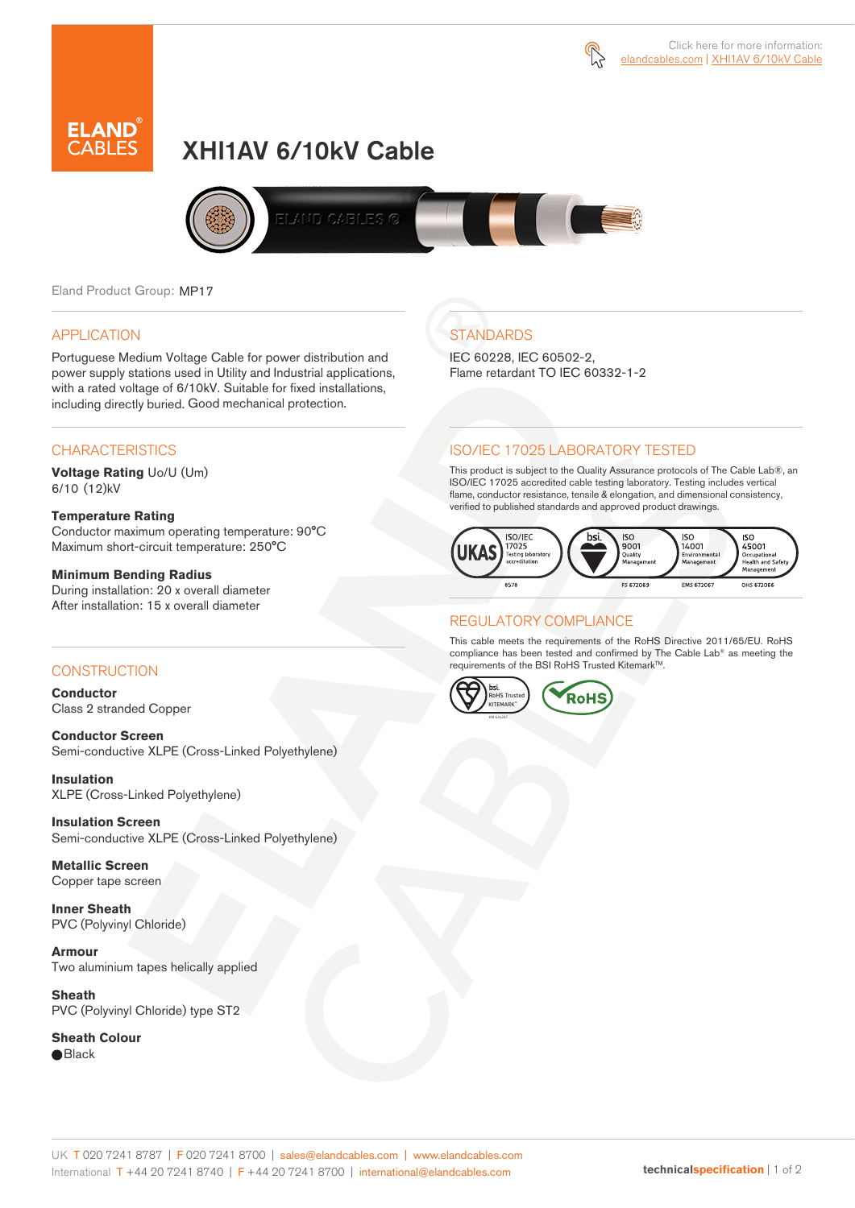Click here for more information: elandcables.com | XHI1AV 6/10kV Cable

# XHI1AV 6/10kV Cable

Eland Product Group: MP17

## APPLICATION

Portuguese Medium Voltage Cable for power distribution and power supply stations used in Utility and Industrial applications, with a rated voltage of 6/10kV. Suitable for fixed installations, including directly buried. Good mechanical protection.

## CHARACTERISTICS

**Voltage Rating** Uo/U (Um)
6/10 (12)kV

**Temperature Rating**
Conductor maximum operating temperature: 90°C
Maximum short-circuit temperature: 250°C

**Minimum Bending Radius**
During installation: 20 x overall diameter
After installation: 15 x overall diameter

## CONSTRUCTION

**Conductor**
Class 2 stranded Copper

**Conductor Screen**
Semi-conductive XLPE (Cross-Linked Polyethylene)

**Insulation**
XLPE (Cross-Linked Polyethylene)

**Insulation Screen**
Semi-conductive XLPE (Cross-Linked Polyethylene)

**Metallic Screen**
Copper tape screen

**Inner Sheath**
PVC (Polyvinyl Chloride)

**Armour**
Two aluminium tapes helically applied

**Sheath**
PVC (Polyvinyl Chloride) type ST2

**Sheath Colour**
● Black

## STANDARDS

IEC 60228, IEC 60502-2,
Flame retardant TO IEC 60332-1-2

## ISO/IEC 17025 LABORATORY TESTED

This product is subject to the Quality Assurance protocols of The Cable Lab®, an ISO/IEC 17025 accredited cable testing laboratory. Testing includes vertical flame, conductor resistance, tensile & elongation, and dimensional consistency, verified to published standards and approved product drawings.

UKAS ISO/IEC 17025 Testing laboratory accreditation 8578 | bsi. ISO 9001 Quality Management FS 672069 | ISO 14001 Environmental Management EMS 672067 | ISO 45001 Occupational Health and Safety Management OHS 672066

## REGULATORY COMPLIANCE

This cable meets the requirements of the RoHS Directive 2011/65/EU. RoHS compliance has been tested and confirmed by The Cable Lab® as meeting the requirements of the BSI RoHS Trusted Kitemark™.

bsi. RoHS Trusted KITEMARK™ | RoHS

UK T 020 7241 8787 | F 020 7241 8700 | sales@elandcables.com | www.elandcables.com
International T +44 20 7241 8740 | F +44 20 7241 8700 | international@elandcables.com

technicalspecification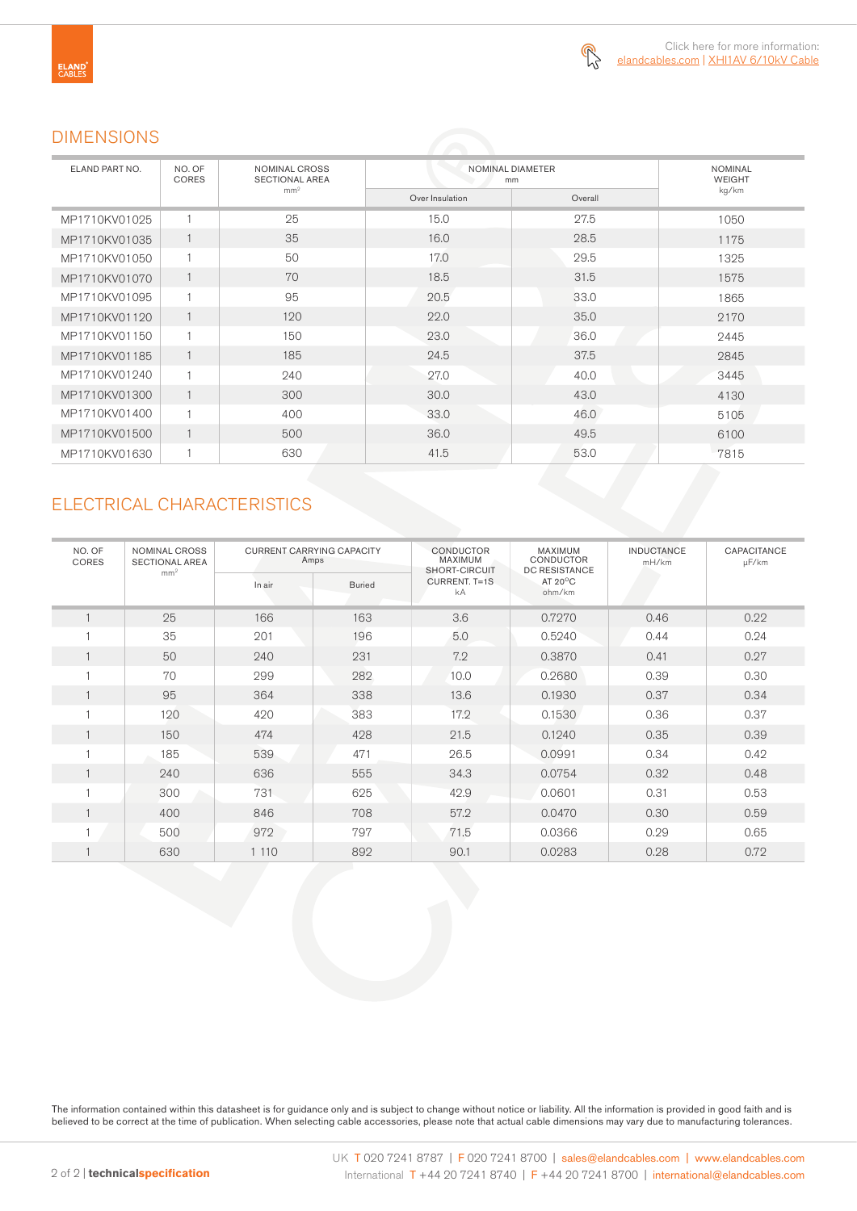Click here for more information: elandcables.com | XHI1AV 6/10kV Cable

## DIMENSIONS

| ELAND PART NO. | NO. OF CORES | NOMINAL CROSS SECTIONAL AREA mm² | NOMINAL DIAMETER mm | | NOMINAL WEIGHT kg/km |
|---|---|---|---|---|---|
| | | | Over Insulation | Overall | |
| MP1710KV01025 | 1 | 25 | 15.0 | 27.5 | 1050 |
| MP1710KV01035 | 1 | 35 | 16.0 | 28.5 | 1175 |
| MP1710KV01050 | 1 | 50 | 17.0 | 29.5 | 1325 |
| MP1710KV01070 | 1 | 70 | 18.5 | 31.5 | 1575 |
| MP1710KV01095 | 1 | 95 | 20.5 | 33.0 | 1865 |
| MP1710KV01120 | 1 | 120 | 22.0 | 35.0 | 2170 |
| MP1710KV01150 | 1 | 150 | 23.0 | 36.0 | 2445 |
| MP1710KV01185 | 1 | 185 | 24.5 | 37.5 | 2845 |
| MP1710KV01240 | 1 | 240 | 27.0 | 40.0 | 3445 |
| MP1710KV01300 | 1 | 300 | 30.0 | 43.0 | 4130 |
| MP1710KV01400 | 1 | 400 | 33.0 | 46.0 | 5105 |
| MP1710KV01500 | 1 | 500 | 36.0 | 49.5 | 6100 |
| MP1710KV01630 | 1 | 630 | 41.5 | 53.0 | 7815 |

## ELECTRICAL CHARACTERISTICS

| NO. OF CORES | NOMINAL CROSS SECTIONAL AREA mm² | CURRENT CARRYING CAPACITY Amps | | CONDUCTOR MAXIMUM SHORT-CIRCUIT CURRENT. T=1S kA | MAXIMUM CONDUCTOR DC RESISTANCE AT 20°C ohm/km | INDUCTANCE mH/km | CAPACITANCE µF/km |
|---|---|---|---|---|---|---|---|
| | | In air | Buried | | | | |
| 1 | 25 | 166 | 163 | 3.6 | 0.7270 | 0.46 | 0.22 |
| 1 | 35 | 201 | 196 | 5.0 | 0.5240 | 0.44 | 0.24 |
| 1 | 50 | 240 | 231 | 7.2 | 0.3870 | 0.41 | 0.27 |
| 1 | 70 | 299 | 282 | 10.0 | 0.2680 | 0.39 | 0.30 |
| 1 | 95 | 364 | 338 | 13.6 | 0.1930 | 0.37 | 0.34 |
| 1 | 120 | 420 | 383 | 17.2 | 0.1530 | 0.36 | 0.37 |
| 1 | 150 | 474 | 428 | 21.5 | 0.1240 | 0.35 | 0.39 |
| 1 | 185 | 539 | 471 | 26.5 | 0.0991 | 0.34 | 0.42 |
| 1 | 240 | 636 | 555 | 34.3 | 0.0754 | 0.32 | 0.48 |
| 1 | 300 | 731 | 625 | 42.9 | 0.0601 | 0.31 | 0.53 |
| 1 | 400 | 846 | 708 | 57.2 | 0.0470 | 0.30 | 0.59 |
| 1 | 500 | 972 | 797 | 71.5 | 0.0366 | 0.29 | 0.65 |
| 1 | 630 | 1 110 | 892 | 90.1 | 0.0283 | 0.28 | 0.72 |

The information contained within this datasheet is for guidance only and is subject to change without notice or liability. All the information is provided in good faith and is believed to be correct at the time of publication. When selecting cable accessories, please note that actual cable dimensions may vary due to manufacturing tolerances.

UK T 020 7241 8787 | F 020 7241 8700 | sales@elandcables.com | www.elandcables.com
International T +44 20 7241 8740 | F +44 20 7241 8700 | international@elandcables.com